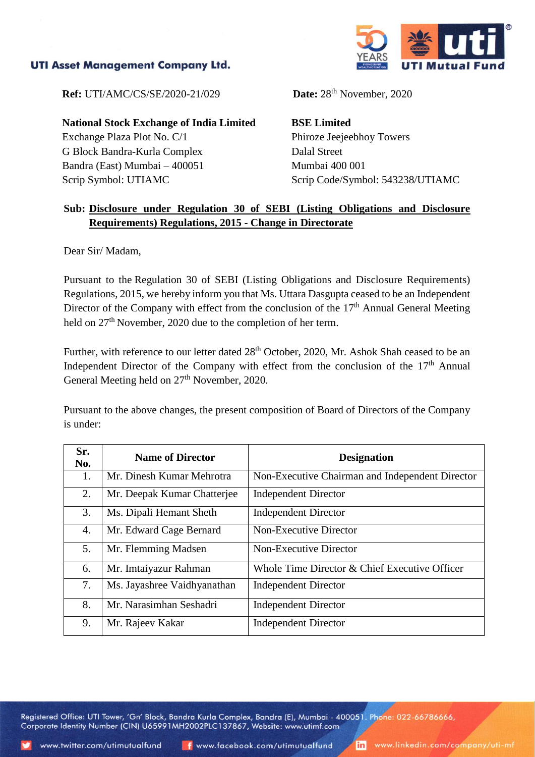**UTI Asset Management Company Ltd.**

**UTI Mutual Fund**

**Ref:** UTI/AMC/CS/SE/2020-21/029

**Date:** 28th November, 2020

**National Stock Exchange of India Limited**
Exchange Plaza Plot No. C/1
G Block Bandra-Kurla Complex
Bandra (East) Mumbai – 400051
Scrip Symbol: UTIAMC

**BSE Limited**
Phiroze Jeejeebhoy Towers
Dalal Street
Mumbai 400 001
Scrip Code/Symbol: 543238/UTIAMC

**Sub: Disclosure under Regulation 30 of SEBI (Listing Obligations and Disclosure Requirements) Regulations, 2015 - Change in Directorate**

Dear Sir/ Madam,

Pursuant to the Regulation 30 of SEBI (Listing Obligations and Disclosure Requirements) Regulations, 2015, we hereby inform you that Ms. Uttara Dasgupta ceased to be an Independent Director of the Company with effect from the conclusion of the 17th Annual General Meeting held on 27th November, 2020 due to the completion of her term.

Further, with reference to our letter dated 28th October, 2020, Mr. Ashok Shah ceased to be an Independent Director of the Company with effect from the conclusion of the 17th Annual General Meeting held on 27th November, 2020.

Pursuant to the above changes, the present composition of Board of Directors of the Company is under:

| Sr. No. | Name of Director | Designation |
|---|---|---|
| 1. | Mr. Dinesh Kumar Mehrotra | Non-Executive Chairman and Independent Director |
| 2. | Mr. Deepak Kumar Chatterjee | Independent Director |
| 3. | Ms. Dipali Hemant Sheth | Independent Director |
| 4. | Mr. Edward Cage Bernard | Non-Executive Director |
| 5. | Mr. Flemming Madsen | Non-Executive Director |
| 6. | Mr. Imtaiyazur Rahman | Whole Time Director & Chief Executive Officer |
| 7. | Ms. Jayashree Vaidhyanathan | Independent Director |
| 8. | Mr. Narasimhan Seshadri | Independent Director |
| 9. | Mr. Rajeev Kakar | Independent Director |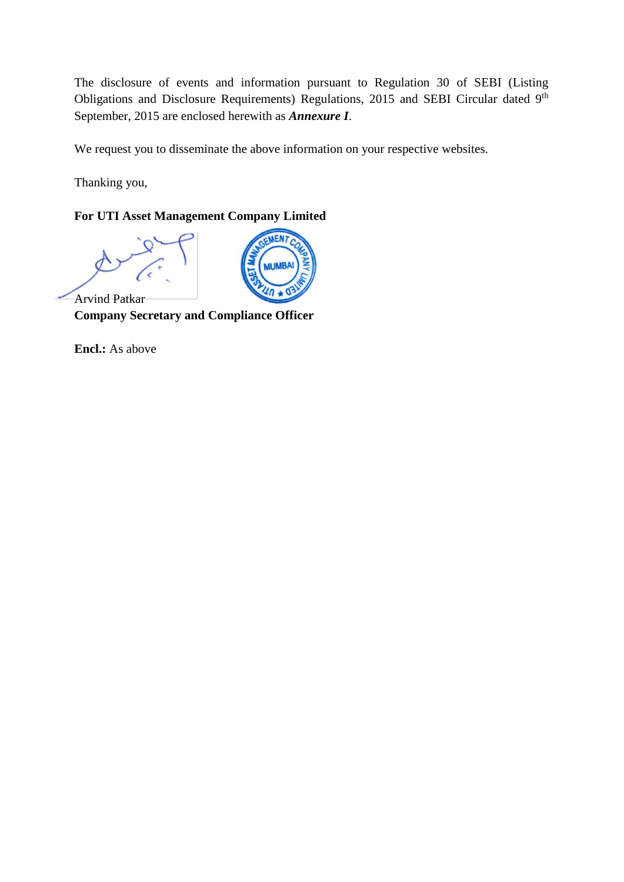The disclosure of events and information pursuant to Regulation 30 of SEBI (Listing Obligations and Disclosure Requirements) Regulations, 2015 and SEBI Circular dated 9th September, 2015 are enclosed herewith as ***Annexure I***.

We request you to disseminate the above information on your respective websites.

Thanking you,

**For UTI Asset Management Company Limited**

Arvind Patkar
**Company Secretary and Compliance Officer**

**Encl.:** As above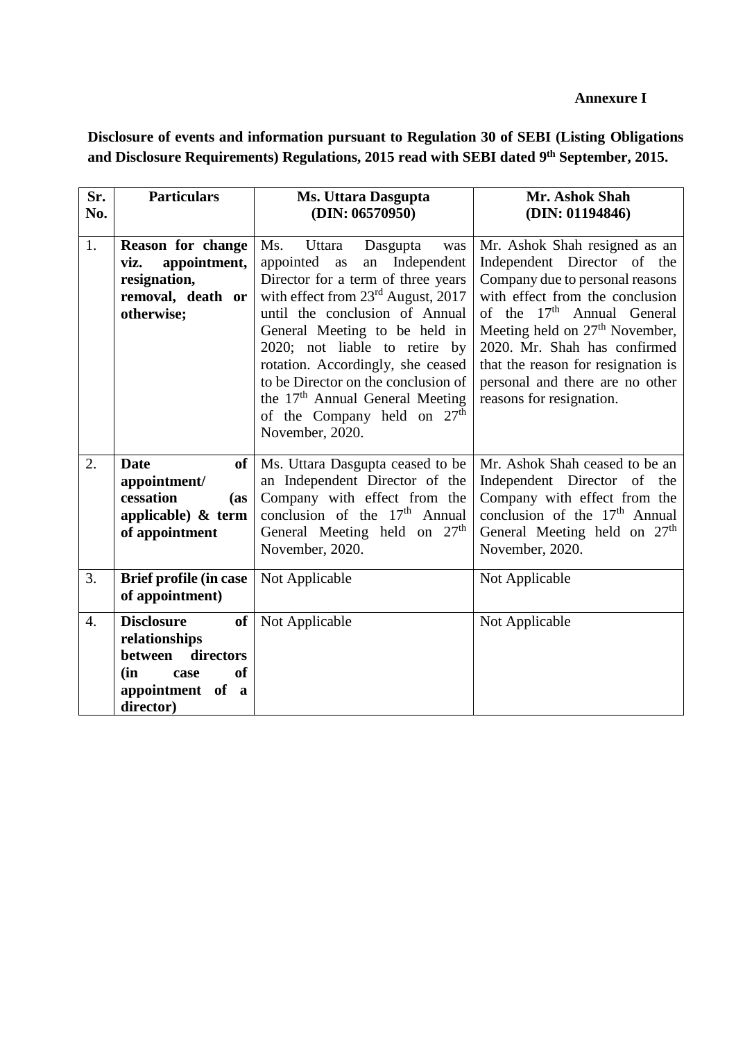**Annexure I**

**Disclosure of events and information pursuant to Regulation 30 of SEBI (Listing Obligations and Disclosure Requirements) Regulations, 2015 read with SEBI dated 9th September, 2015.**

| Sr. No. | Particulars | Ms. Uttara Dasgupta (DIN: 06570950) | Mr. Ashok Shah (DIN: 01194846) |
|---|---|---|---|
| 1. | **Reason for change viz. appointment, resignation, removal, death or otherwise;** | Ms. Uttara Dasgupta was appointed as an Independent Director for a term of three years with effect from 23rd August, 2017 until the conclusion of Annual General Meeting to be held in 2020; not liable to retire by rotation. Accordingly, she ceased to be Director on the conclusion of the 17th Annual General Meeting of the Company held on 27th November, 2020. | Mr. Ashok Shah resigned as an Independent Director of the Company due to personal reasons with effect from the conclusion of the 17th Annual General Meeting held on 27th November, 2020. Mr. Shah has confirmed that the reason for resignation is personal and there are no other reasons for resignation. |
| 2. | **Date of appointment/ cessation (as applicable) & term of appointment** | Ms. Uttara Dasgupta ceased to be an Independent Director of the Company with effect from the conclusion of the 17th Annual General Meeting held on 27th November, 2020. | Mr. Ashok Shah ceased to be an Independent Director of the Company with effect from the conclusion of the 17th Annual General Meeting held on 27th November, 2020. |
| 3. | **Brief profile (in case of appointment)** | Not Applicable | Not Applicable |
| 4. | **Disclosure of relationships between directors (in case of appointment of a director)** | Not Applicable | Not Applicable |